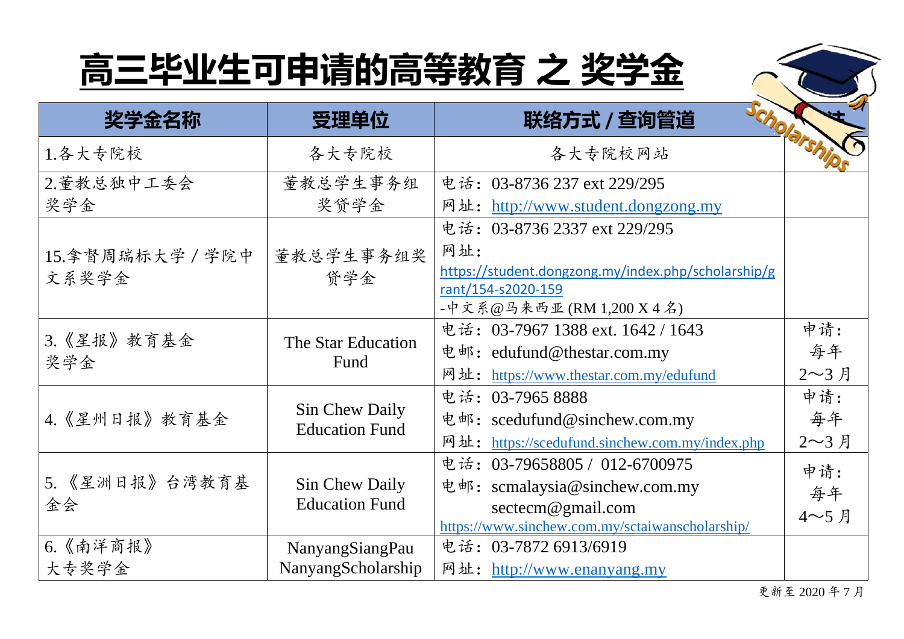# 高三毕业生可申请的高等教育 之 奖学金

| 奖学金名称 | 受理单位 | 联络方式 / 查询管道 | 注 |
|---|---|---|---|
| 1.各大专院校 | 各大专院校 | 各大专院校网站 | |
| 2.董教总独中工委会奖学金 | 董教总学生事务组奖贷学金 | 电话：03-8736 237 ext 229/295<br>网址：http://www.student.dongzong.my | |
| 15.拿督周瑞标大学 / 学院中文系奖学金 | 董教总学生事务组奖贷学金 | 电话：03-8736 2337 ext 229/295<br>网址：<br>https://student.dongzong.my/index.php/scholarship/grant/154-s2020-159<br>-中文系@马来西亚 (RM 1,200 X 4 名) | |
| 3.《星报》教育基金奖学金 | The Star Education Fund | 电话：03-7967 1388 ext. 1642 / 1643<br>电邮：edufund@thestar.com.my<br>网址：https://www.thestar.com.my/edufund | 申请：每年 2～3 月 |
| 4.《星州日报》教育基金 | Sin Chew Daily Education Fund | 电话：03-7965 8888<br>电邮：scedufund@sinchew.com.my<br>网址：https://scedufund.sinchew.com.my/index.php | 申请：每年 2～3 月 |
| 5.《星洲日报》台湾教育基金会 | Sin Chew Daily Education Fund | 电话：03-79658805 / 012-6700975<br>电邮：scmalaysia@sinchew.com.my<br>sectecm@gmail.com<br>https://www.sinchew.com.my/sctaiwanscholarship/ | 申请：每年 4～5 月 |
| 6.《南洋商报》大专奖学金 | NanyangSiangPau NanyangScholarship | 电话：03-7872 6913/6919<br>网址：http://www.enanyang.my | |

更新至 2020 年 7 月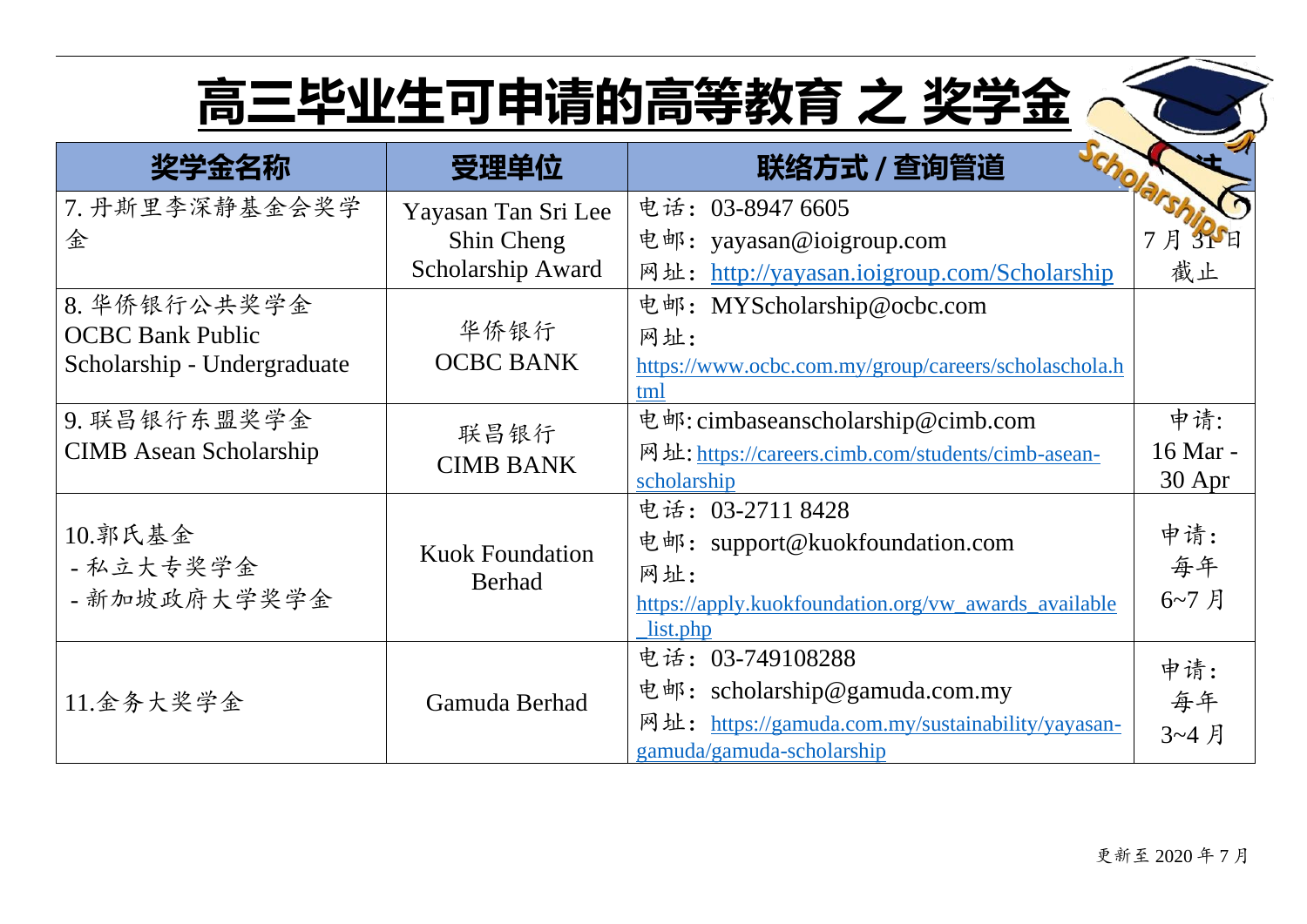# 高三毕业生可申请的高等教育 之 奖学金

| 奖学金名称 | 受理单位 | 联络方式 / 查询管道 | 截止 |
| --- | --- | --- | --- |
| 7. 丹斯里李深静基金会奖学金 | Yayasan Tan Sri Lee Shin Cheng Scholarship Award | 电话：03-8947 6605<br>电邮：yayasan@ioigroup.com<br>网址：http://yayasan.ioigroup.com/Scholarship | 7 月 31 日截止 |
| 8. 华侨银行公共奖学金<br>OCBC Bank Public Scholarship - Undergraduate | 华侨银行<br>OCBC BANK | 电邮：MYScholarship@ocbc.com<br>网址：https://www.ocbc.com.my/group/careers/scholaschola.html | |
| 9. 联昌银行东盟奖学金<br>CIMB Asean Scholarship | 联昌银行<br>CIMB BANK | 电邮: cimbaseanscholarship@cimb.com<br>网址: https://careers.cimb.com/students/cimb-asean-scholarship | 申请:<br>16 Mar - 30 Apr |
| 10.郭氏基金<br>- 私立大专奖学金<br>- 新加坡政府大学奖学金 | Kuok Foundation Berhad | 电话：03-2711 8428<br>电邮：support@kuokfoundation.com<br>网址：https://apply.kuokfoundation.org/vw_awards_available_list.php | 申请：<br>每年<br>6~7 月 |
| 11.金务大奖学金 | Gamuda Berhad | 电话：03-749108288<br>电邮：scholarship@gamuda.com.my<br>网址：https://gamuda.com.my/sustainability/yayasan-gamuda/gamuda-scholarship | 申请：<br>每年<br>3~4 月 |

更新至 2020 年 7 月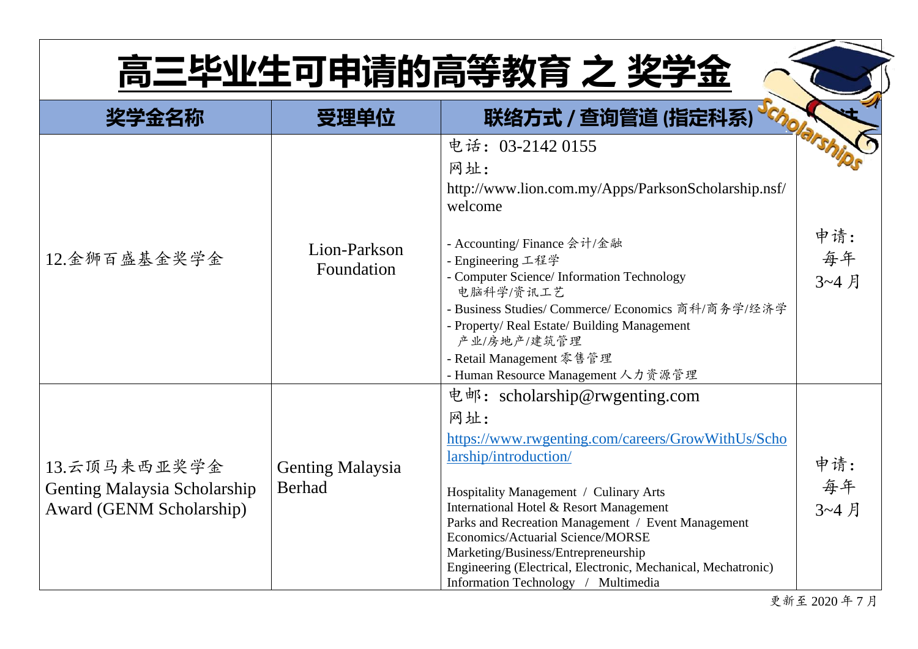# 高三毕业生可申请的高等教育 之 奖学金

| 奖学金名称 | 受理单位 | 联络方式 / 查询管道 (指定科系) | 备注 |
|---|---|---|---|
| 12.金狮百盛基金奖学金 | Lion-Parkson Foundation | 电话：03-2142 0155<br>网址：<br>http://www.lion.com.my/Apps/ParksonScholarship.nsf/welcome<br><br>- Accounting/ Finance 会计/金融<br>- Engineering 工程学<br>- Computer Science/ Information Technology 电脑科学/资讯工艺<br>- Business Studies/ Commerce/ Economics 商科/商务学/经济学<br>- Property/ Real Estate/ Building Management 产业/房地产/建筑管理<br>- Retail Management 零售管理<br>- Human Resource Management 人力资源管理 | 申请：每年 3~4 月 |
| 13.云顶马来西亚奖学金<br>Genting Malaysia Scholarship Award (GENM Scholarship) | Genting Malaysia Berhad | 电邮：scholarship@rwgenting.com<br>网址：<br>https://www.rwgenting.com/careers/GrowWithUs/Scholarship/introduction/<br><br>Hospitality Management / Culinary Arts<br>International Hotel & Resort Management<br>Parks and Recreation Management / Event Management<br>Economics/Actuarial Science/MORSE<br>Marketing/Business/Entrepreneurship<br>Engineering (Electrical, Electronic, Mechanical, Mechatronic)<br>Information Technology / Multimedia | 申请：每年 3~4 月 |

更新至 2020 年 7 月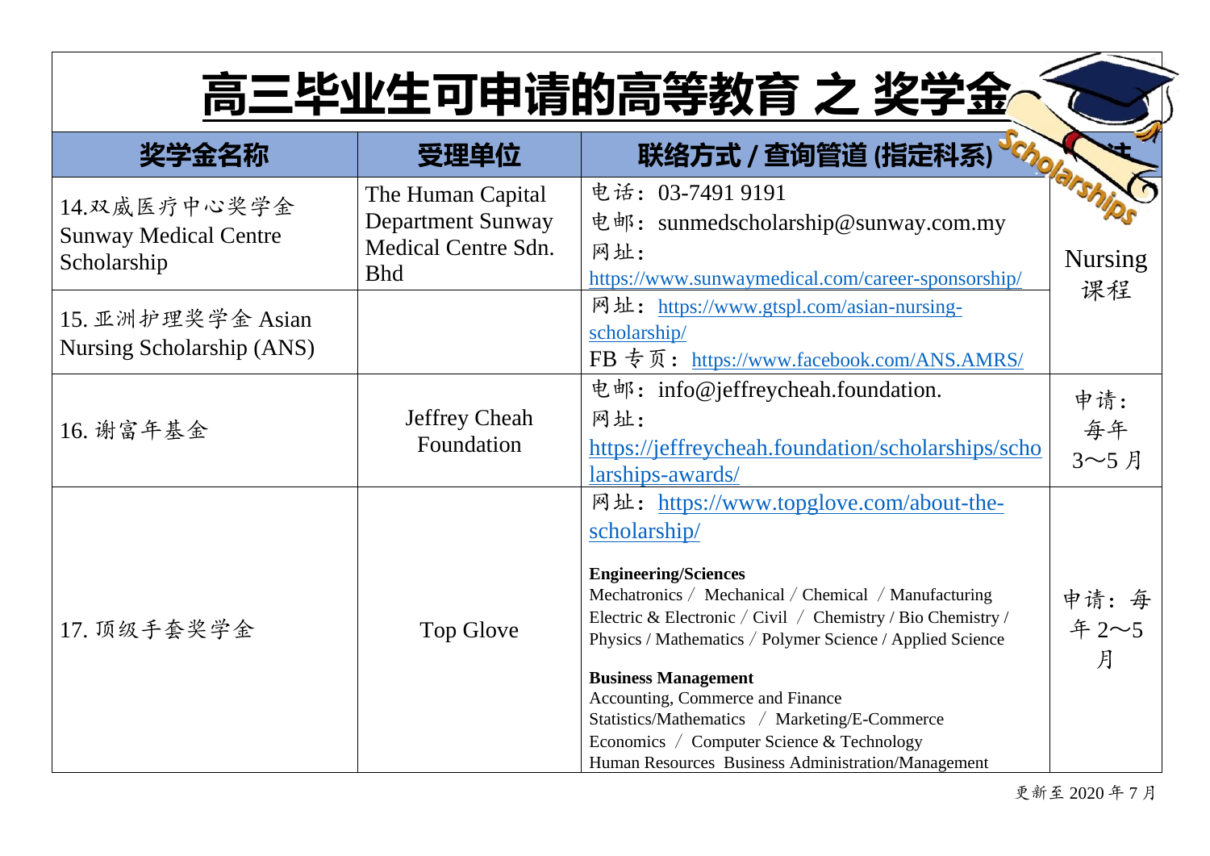# 高三毕业生可申请的高等教育 之 奖学金

| 奖学金名称 | 受理单位 | 联络方式 / 查询管道 (指定科系) | 法 |
|---|---|---|---|
| 14.双威医疗中心奖学金 Sunway Medical Centre Scholarship | The Human Capital Department Sunway Medical Centre Sdn. Bhd | 电话：03-7491 9191<br>电邮：sunmedscholarship@sunway.com.my<br>网址：<br>https://www.sunwaymedical.com/career-sponsorship/ | Nursing 课程 |
| 15. 亚洲护理奖学金 Asian Nursing Scholarship (ANS) | | 网址：https://www.gtspl.com/asian-nursing-scholarship/<br>FB 专页：https://www.facebook.com/ANS.AMRS/ | |
| 16. 谢富年基金 | Jeffrey Cheah Foundation | 电邮：info@jeffreycheah.foundation.<br>网址：<br>https://jeffreycheah.foundation/scholarships/scholarships-awards/ | 申请：每年 3～5 月 |
| 17. 顶级手套奖学金 | Top Glove | 网址：https://www.topglove.com/about-the-scholarship/<br><br>**Engineering/Sciences**<br>Mechatronics / Mechanical / Chemical / Manufacturing<br>Electric & Electronic / Civil / Chemistry / Bio Chemistry / Physics / Mathematics / Polymer Science / Applied Science<br><br>**Business Management**<br>Accounting, Commerce and Finance<br>Statistics/Mathematics / Marketing/E-Commerce<br>Economics / Computer Science & Technology<br>Human Resources Business Administration/Management | 申请：每年 2～5 月 |

更新至 2020 年 7 月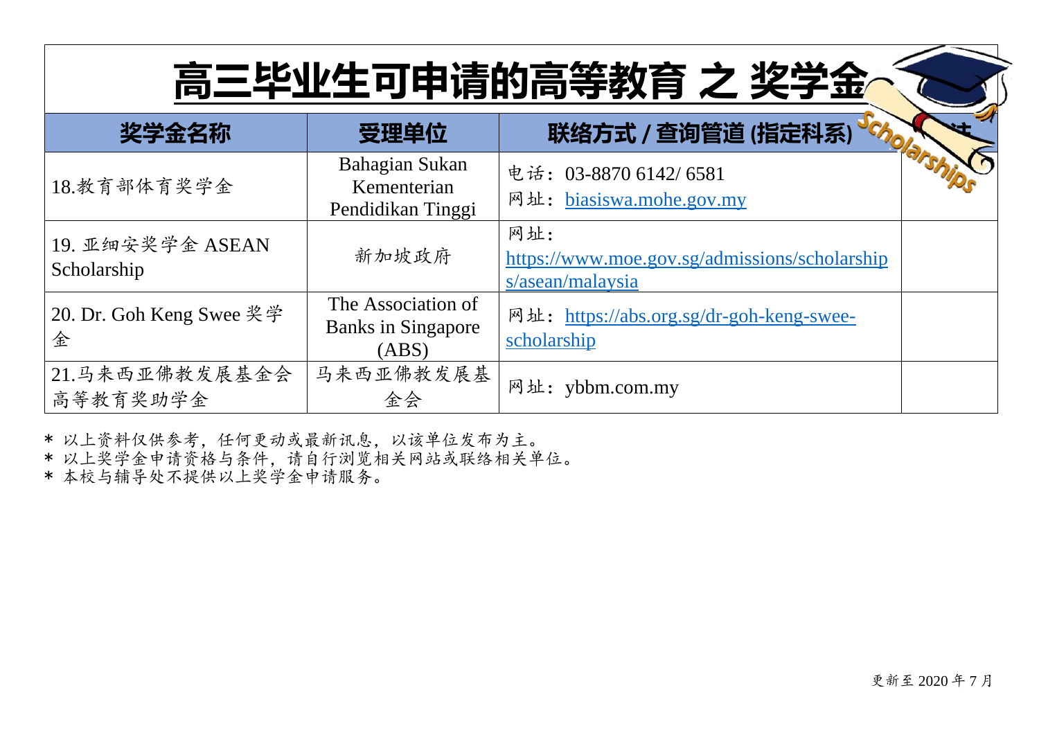# 高三毕业生可申请的高等教育 之 奖学金

| 奖学金名称 | 受理单位 | 联络方式 / 查询管道 (指定科系) | 注 |
|---|---|---|---|
| 18.教育部体育奖学金 | Bahagian Sukan Kementerian Pendidikan Tinggi | 电话：03-8870 6142/ 6581<br>网址：biasiswa.mohe.gov.my | |
| 19. 亚细安奖学金 ASEAN Scholarship | 新加坡政府 | 网址：<br>https://www.moe.gov.sg/admissions/scholarships/asean/malaysia | |
| 20. Dr. Goh Keng Swee 奖学金 | The Association of Banks in Singapore (ABS) | 网址：https://abs.org.sg/dr-goh-keng-swee-scholarship | |
| 21.马来西亚佛教发展基金会高等教育奖助学金 | 马来西亚佛教发展基金会 | 网址：ybbm.com.my | |

\* 以上资料仅供参考，任何更动或最新讯息，以该单位发布为主。
\* 以上奖学金申请资格与条件，请自行浏览相关网站或联络相关单位。
\* 本校与辅导处不提供以上奖学金申请服务。

更新至 2020 年 7 月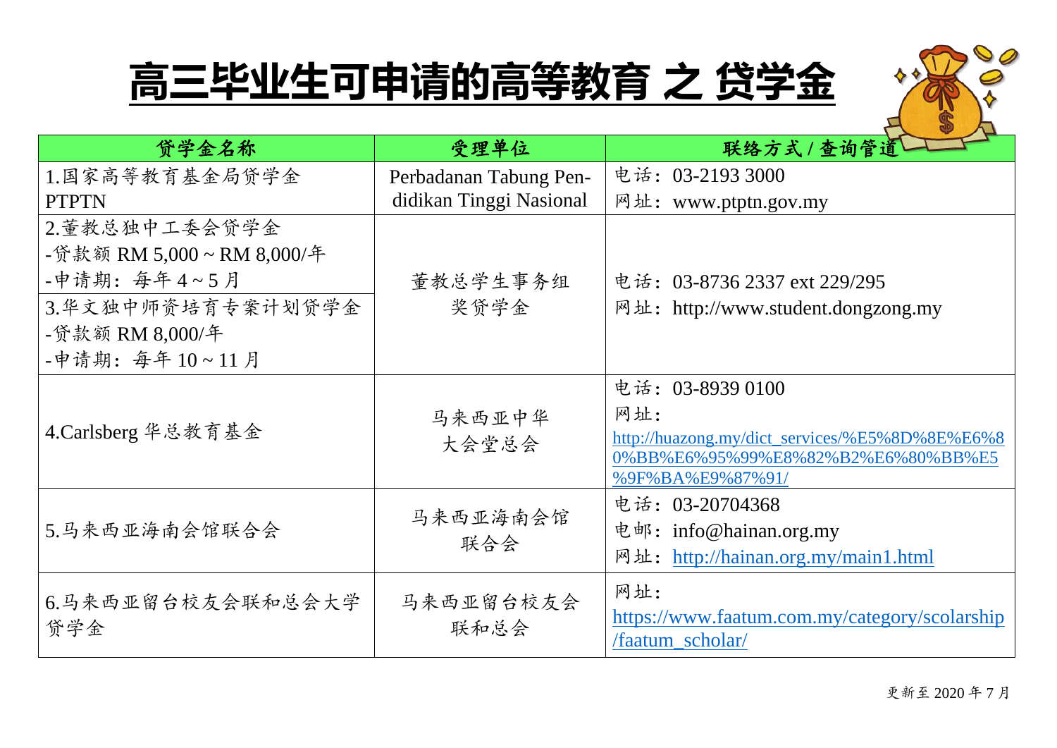# 高三毕业生可申请的高等教育 之 贷学金

| 贷学金名称 | 受理单位 | 联络方式 / 查询管道 |
|---|---|---|
| 1.国家高等教育基金局贷学金<br>PTPTN | Perbadanan Tabung Pendidikan Tinggi Nasional | 电话：03-2193 3000<br>网址：www.ptptn.gov.my |
| 2.董教总独中工委会贷学金<br>-贷款额 RM 5,000 ~ RM 8,000/年<br>-申请期：每年 4 ~ 5 月<br>3.华文独中师资培育专案计划贷学金<br>-贷款额 RM 8,000/年<br>-申请期：每年 10 ~ 11 月 | 董教总学生事务组<br>奖贷学金 | 电话：03-8736 2337 ext 229/295<br>网址：http://www.student.dongzong.my |
| 4.Carlsberg 华总教育基金 | 马来西亚中华<br>大会堂总会 | 电话：03-8939 0100<br>网址：<br>http://huazong.my/dict_services/%E5%8D%8E%E6%80%BB%E6%95%99%E8%82%B2%E6%80%BB%E5%9F%BA%E9%87%91/ |
| 5.马来西亚海南会馆联合会 | 马来西亚海南会馆<br>联合会 | 电话：03-20704368<br>电邮：info@hainan.org.my<br>网址：http://hainan.org.my/main1.html |
| 6.马来西亚留台校友会联和总会大学贷学金 | 马来西亚留台校友会<br>联和总会 | 网址：<br>https://www.faatum.com.my/category/scolarship/faatum_scholar/ |

更新至 2020 年 7 月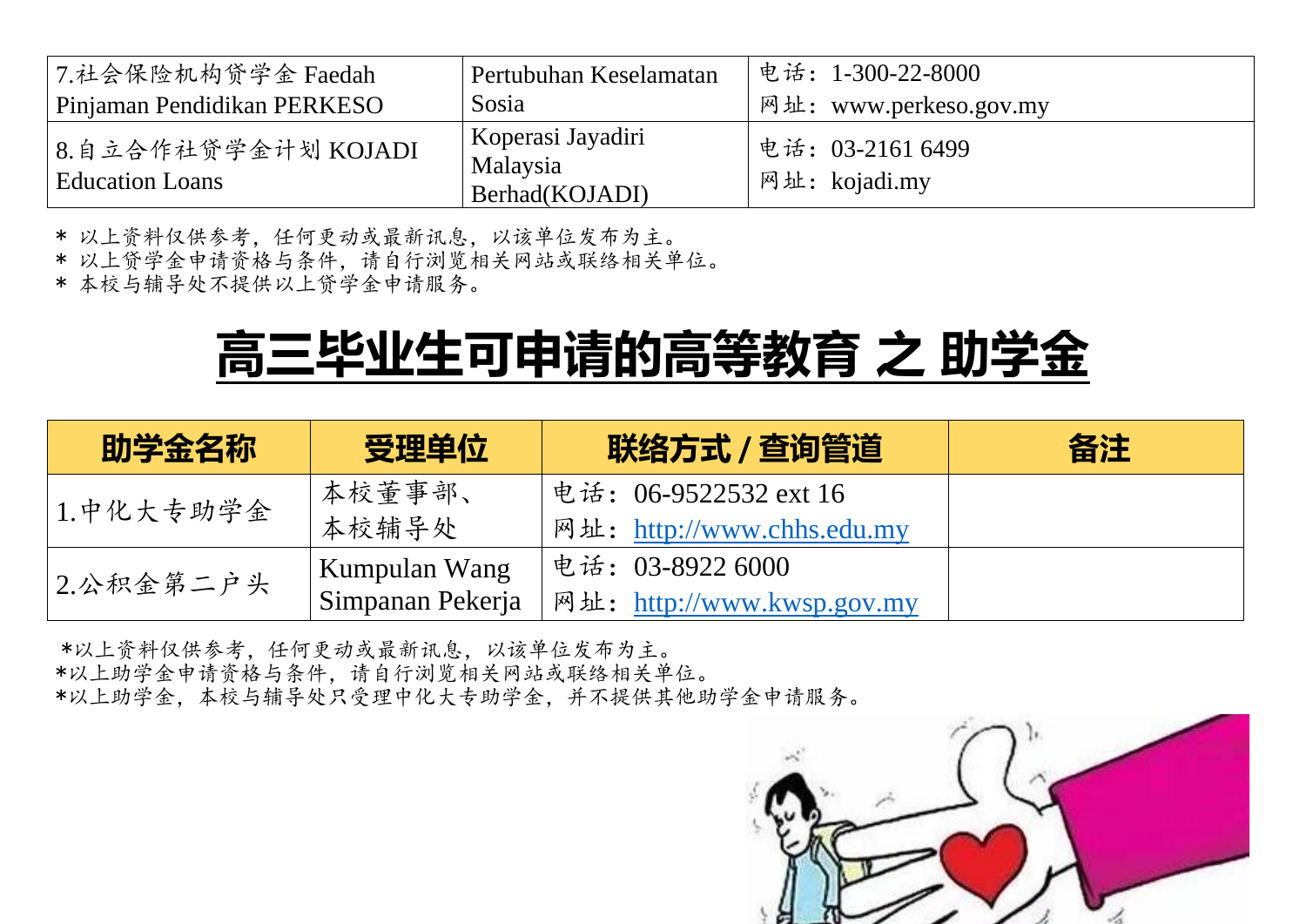| 7.社会保险机构贷学金 Faedah Pinjaman Pendidikan PERKESO | Pertubuhan Keselamatan Sosia | 电话：1-300-22-8000<br>网址：www.perkeso.gov.my |
|---|---|---|
| 8.自立合作社贷学金计划 KOJADI Education Loans | Koperasi Jayadiri Malaysia Berhad(KOJADI) | 电话：03-2161 6499<br>网址：kojadi.my |

* 以上资料仅供参考，任何更动或最新讯息，以该单位发布为主。
* 以上贷学金申请资格与条件，请自行浏览相关网站或联络相关单位。
* 本校与辅导处不提供以上贷学金申请服务。

# 高三毕业生可申请的高等教育 之 助学金

| 助学金名称 | 受理单位 | 联络方式 / 查询管道 | 备注 |
|---|---|---|---|
| 1.中化大专助学金 | 本校董事部、本校辅导处 | 电话：06-9522532 ext 16<br>网址：http://www.chhs.edu.my | |
| 2.公积金第二户头 | Kumpulan Wang Simpanan Pekerja | 电话：03-8922 6000<br>网址：http://www.kwsp.gov.my | |

*以上资料仅供参考，任何更动或最新讯息，以该单位发布为主。
*以上助学金申请资格与条件，请自行浏览相关网站或联络相关单位。
*以上助学金，本校与辅导处只受理中化大专助学金，并不提供其他助学金申请服务。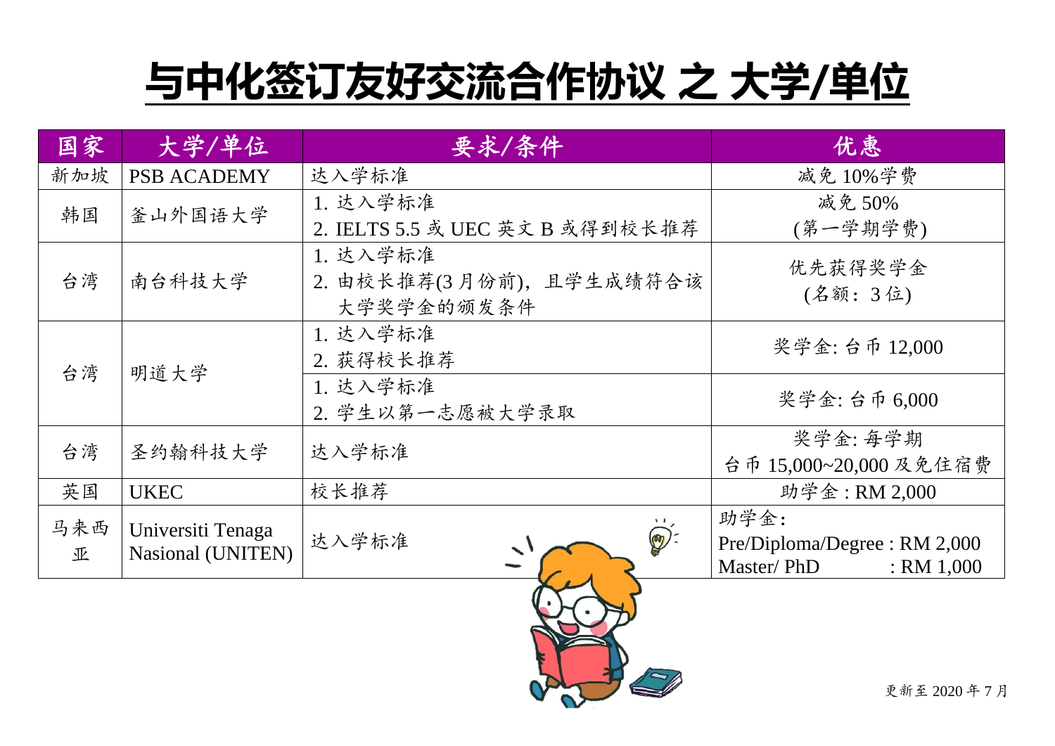# 与中化签订友好交流合作协议 之 大学/单位

| 国家 | 大学/单位 | 要求/条件 | 优惠 |
|---|---|---|---|
| 新加坡 | PSB ACADEMY | 达入学标准 | 减免 10%学费 |
| 韩国 | 釜山外国语大学 | 1. 达入学标准<br>2. IELTS 5.5 或 UEC 英文 B 或得到校长推荐 | 减免 50%<br>(第一学期学费) |
| 台湾 | 南台科技大学 | 1. 达入学标准<br>2. 由校长推荐(3 月份前)，且学生成绩符合该大学奖学金的颁发条件 | 优先获得奖学金<br>(名额：3 位) |
| 台湾 | 明道大学 | 1. 达入学标准<br>2. 获得校长推荐 | 奖学金: 台币 12,000 |
| | | 1. 达入学标准<br>2. 学生以第一志愿被大学录取 | 奖学金: 台币 6,000 |
| 台湾 | 圣约翰科技大学 | 达入学标准 | 奖学金: 每学期<br>台币 15,000~20,000 及免住宿费 |
| 英国 | UKEC | 校长推荐 | 助学金 : RM 2,000 |
| 马来西亚 | Universiti Tenaga Nasional (UNITEN) | 达入学标准 | 助学金:<br>Pre/Diploma/Degree : RM 2,000<br>Master/ PhD : RM 1,000 |

更新至 2020 年 7 月